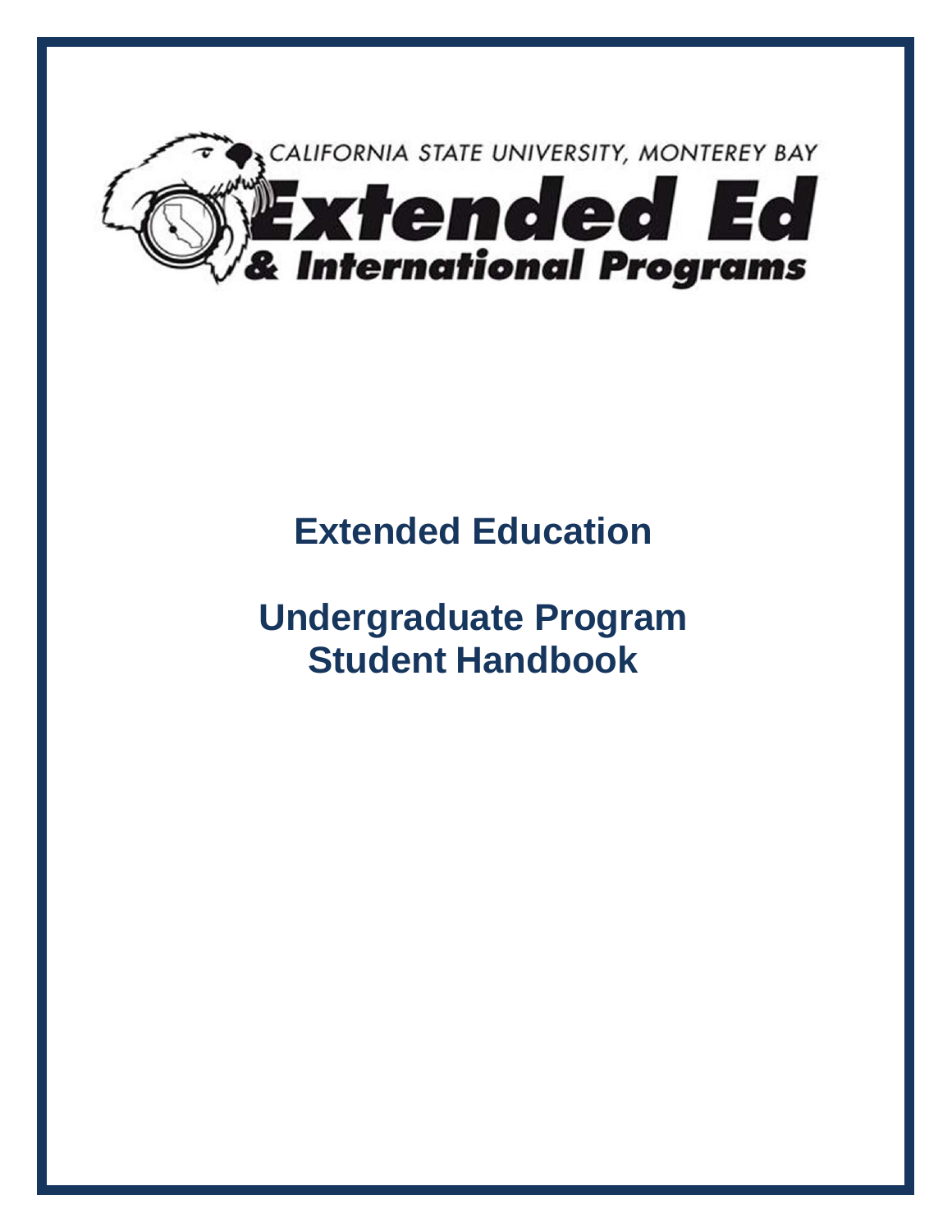CALIFORNIA STATE UNIVERSITY, MONTEREY BAY

**Extended Ed & International Programs**

# Extended Education

# Undergraduate Program Student Handbook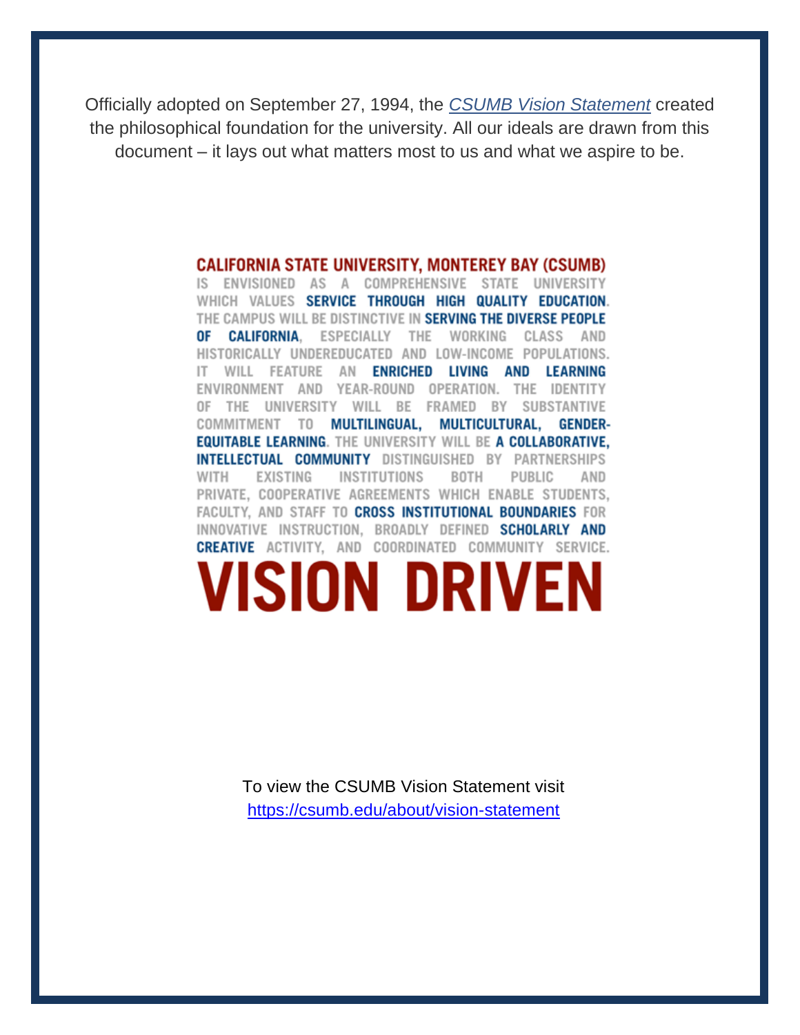Officially adopted on September 27, 1994, the *[CSUMB Vision Statement](https://csumb.edu/about/vision-statement)* created the philosophical foundation for the university. All our ideals are drawn from this document – it lays out what matters most to us and what we aspire to be.

**CALIFORNIA STATE UNIVERSITY, MONTEREY BAY (CSUMB)** IS ENVISIONED AS A COMPREHENSIVE STATE UNIVERSITY WHICH VALUES **SERVICE THROUGH HIGH QUALITY EDUCATION**. THE CAMPUS WILL BE DISTINCTIVE IN **SERVING THE DIVERSE PEOPLE OF CALIFORNIA**, ESPECIALLY THE WORKING CLASS AND HISTORICALLY UNDEREDUCATED AND LOW-INCOME POPULATIONS. IT WILL FEATURE AN **ENRICHED LIVING AND LEARNING** ENVIRONMENT AND YEAR-ROUND OPERATION. THE IDENTITY OF THE UNIVERSITY WILL BE FRAMED BY SUBSTANTIVE COMMITMENT TO **MULTILINGUAL, MULTICULTURAL, GENDER-EQUITABLE LEARNING**. THE UNIVERSITY WILL BE **A COLLABORATIVE, INTELLECTUAL COMMUNITY** DISTINGUISHED BY PARTNERSHIPS WITH EXISTING INSTITUTIONS BOTH PUBLIC AND PRIVATE, COOPERATIVE AGREEMENTS WHICH ENABLE STUDENTS, FACULTY, AND STAFF TO **CROSS INSTITUTIONAL BOUNDARIES** FOR INNOVATIVE INSTRUCTION, BROADLY DEFINED **SCHOLARLY AND CREATIVE** ACTIVITY, AND COORDINATED COMMUNITY SERVICE.

# VISION DRIVEN

To view the CSUMB Vision Statement visit
https://csumb.edu/about/vision-statement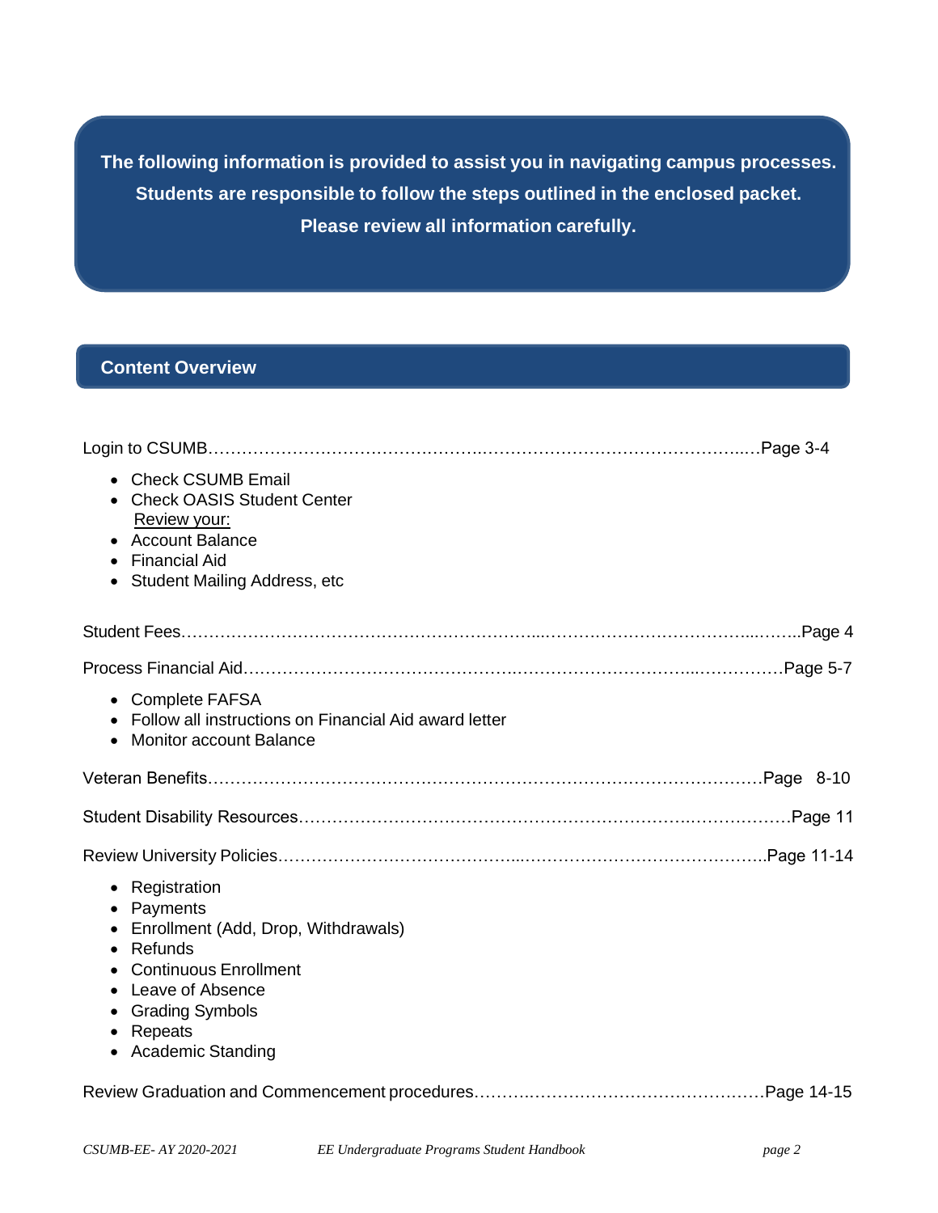**The following information is provided to assist you in navigating campus processes. Students are responsible to follow the steps outlined in the enclosed packet. Please review all information carefully.**

## Content Overview

Login to CSUMB……………………………………………………………………………………Page 3-4

- Check CSUMB Email
- Check OASIS Student Center

  Review your:
- Account Balance
- Financial Aid
- Student Mailing Address, etc

Student Fees……………………………………………………………………………………..Page 4

Process Financial Aid……………………………………………………………………………Page 5-7

- Complete FAFSA
- Follow all instructions on Financial Aid award letter
- Monitor account Balance

Veteran Benefits…………………………………………………………………………………Page 8-10

Student Disability Resources……………………………………………………………………Page 11

Review University Policies………………………………………………………………………..Page 11-14

- Registration
- Payments
- Enrollment (Add, Drop, Withdrawals)
- Refunds
- Continuous Enrollment
- Leave of Absence
- Grading Symbols
- Repeats
- Academic Standing

Review Graduation and Commencement procedures…………………………………………Page 14-15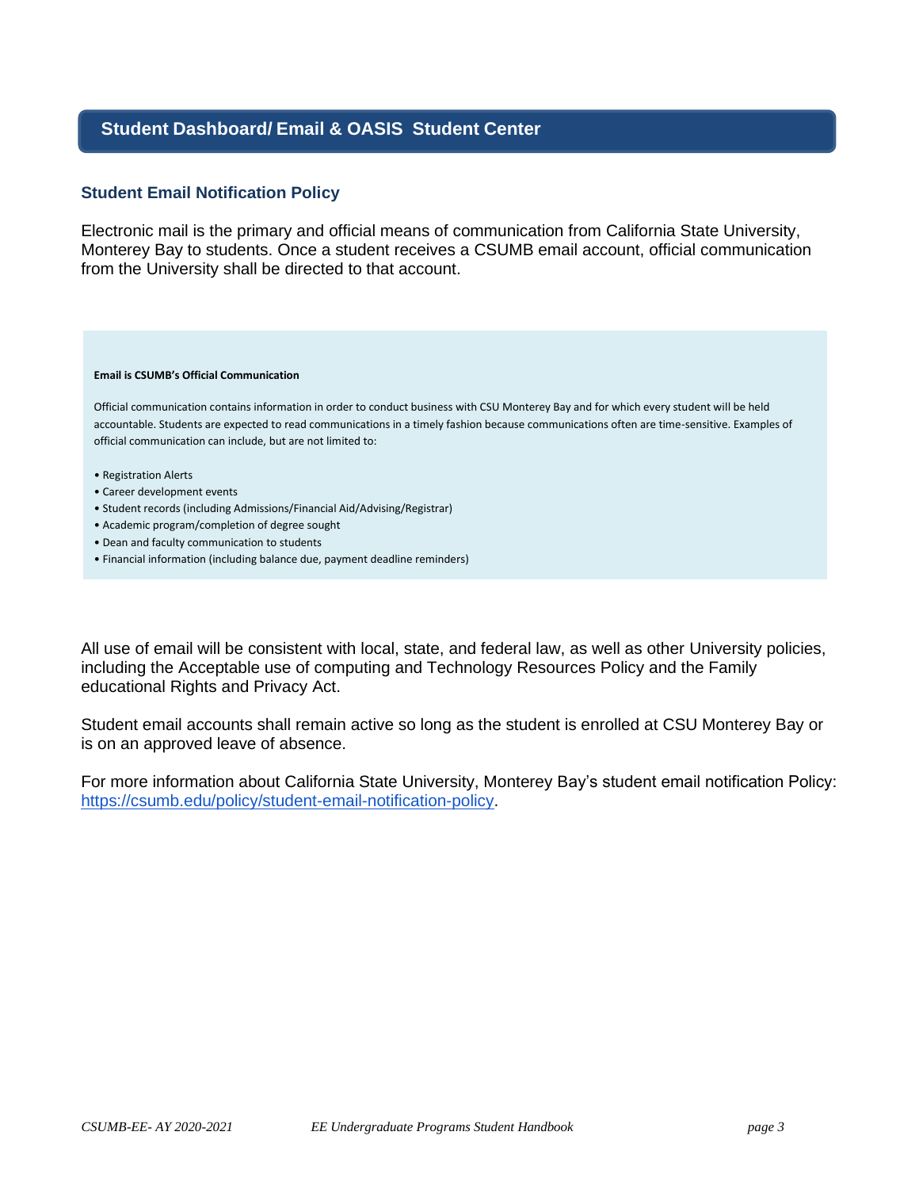## Student Dashboard/ Email & OASIS Student Center

### Student Email Notification Policy

Electronic mail is the primary and official means of communication from California State University, Monterey Bay to students. Once a student receives a CSUMB email account, official communication from the University shall be directed to that account.

**Email is CSUMB's Official Communication**

Official communication contains information in order to conduct business with CSU Monterey Bay and for which every student will be held accountable. Students are expected to read communications in a timely fashion because communications often are time-sensitive. Examples of official communication can include, but are not limited to:

- Registration Alerts
- Career development events
- Student records (including Admissions/Financial Aid/Advising/Registrar)
- Academic program/completion of degree sought
- Dean and faculty communication to students
- Financial information (including balance due, payment deadline reminders)

All use of email will be consistent with local, state, and federal law, as well as other University policies, including the Acceptable use of computing and Technology Resources Policy and the Family educational Rights and Privacy Act.

Student email accounts shall remain active so long as the student is enrolled at CSU Monterey Bay or is on an approved leave of absence.

For more information about California State University, Monterey Bay's student email notification Policy: [https://csumb.edu/policy/student-email-notification-policy](https://csumb.edu/policy/student-email-notification-policy).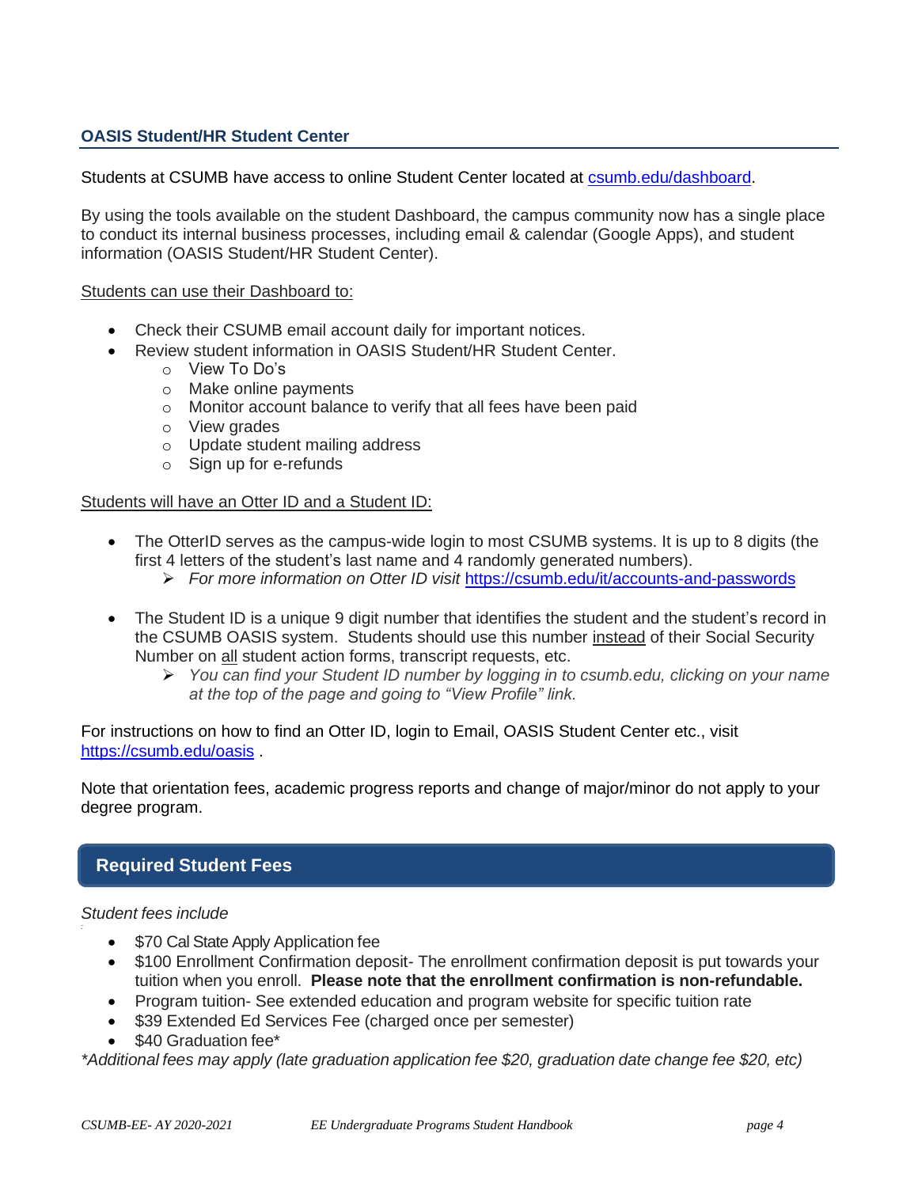## OASIS Student/HR Student Center

Students at CSUMB have access to online Student Center located at [csumb.edu/dashboard](csumb.edu/dashboard).

By using the tools available on the student Dashboard, the campus community now has a single place to conduct its internal business processes, including email & calendar (Google Apps), and student information (OASIS Student/HR Student Center).

<u>Students can use their Dashboard to:</u>

- Check their CSUMB email account daily for important notices.
- Review student information in OASIS Student/HR Student Center.
  - View To Do's
  - Make online payments
  - Monitor account balance to verify that all fees have been paid
  - View grades
  - Update student mailing address
  - Sign up for e-refunds

<u>Students will have an Otter ID and a Student ID:</u>

- The OtterID serves as the campus-wide login to most CSUMB systems. It is up to 8 digits (the first 4 letters of the student's last name and 4 randomly generated numbers).
  - *For more information on Otter ID visit* https://csumb.edu/it/accounts-and-passwords

- The Student ID is a unique 9 digit number that identifies the student and the student's record in the CSUMB OASIS system. Students should use this number <u>instead</u> of their Social Security Number on <u>all</u> student action forms, transcript requests, etc.
  - *You can find your Student ID number by logging in to csumb.edu, clicking on your name at the top of the page and going to "View Profile" link.*

For instructions on how to find an Otter ID, login to Email, OASIS Student Center etc., visit https://csumb.edu/oasis .

Note that orientation fees, academic progress reports and change of major/minor do not apply to your degree program.

## Required Student Fees

*Student fees include*

- $70 Cal State Apply Application fee
- $100 Enrollment Confirmation deposit- The enrollment confirmation deposit is put towards your tuition when you enroll. **Please note that the enrollment confirmation is non-refundable.**
- Program tuition- See extended education and program website for specific tuition rate
- $39 Extended Ed Services Fee (charged once per semester)
- $40 Graduation fee*

*\*Additional fees may apply (late graduation application fee $20, graduation date change fee $20, etc)*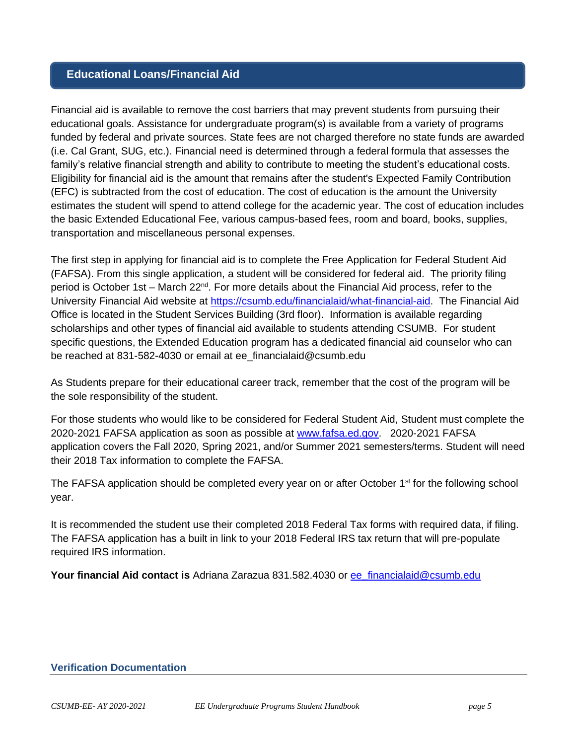## Educational Loans/Financial Aid

Financial aid is available to remove the cost barriers that may prevent students from pursuing their educational goals. Assistance for undergraduate program(s) is available from a variety of programs funded by federal and private sources. State fees are not charged therefore no state funds are awarded (i.e. Cal Grant, SUG, etc.). Financial need is determined through a federal formula that assesses the family's relative financial strength and ability to contribute to meeting the student's educational costs. Eligibility for financial aid is the amount that remains after the student's Expected Family Contribution (EFC) is subtracted from the cost of education. The cost of education is the amount the University estimates the student will spend to attend college for the academic year. The cost of education includes the basic Extended Educational Fee, various campus-based fees, room and board, books, supplies, transportation and miscellaneous personal expenses.

The first step in applying for financial aid is to complete the Free Application for Federal Student Aid (FAFSA). From this single application, a student will be considered for federal aid. The priority filing period is October 1st – March 22nd. For more details about the Financial Aid process, refer to the University Financial Aid website at https://csumb.edu/financialaid/what-financial-aid. The Financial Aid Office is located in the Student Services Building (3rd floor). Information is available regarding scholarships and other types of financial aid available to students attending CSUMB. For student specific questions, the Extended Education program has a dedicated financial aid counselor who can be reached at 831-582-4030 or email at ee_financialaid@csumb.edu

As Students prepare for their educational career track, remember that the cost of the program will be the sole responsibility of the student.

For those students who would like to be considered for Federal Student Aid, Student must complete the 2020-2021 FAFSA application as soon as possible at www.fafsa.ed.gov. 2020-2021 FAFSA application covers the Fall 2020, Spring 2021, and/or Summer 2021 semesters/terms. Student will need their 2018 Tax information to complete the FAFSA.

The FAFSA application should be completed every year on or after October 1st for the following school year.

It is recommended the student use their completed 2018 Federal Tax forms with required data, if filing. The FAFSA application has a built in link to your 2018 Federal IRS tax return that will pre-populate required IRS information.

**Your financial Aid contact is** Adriana Zarazua 831.582.4030 or ee_financialaid@csumb.edu

### Verification Documentation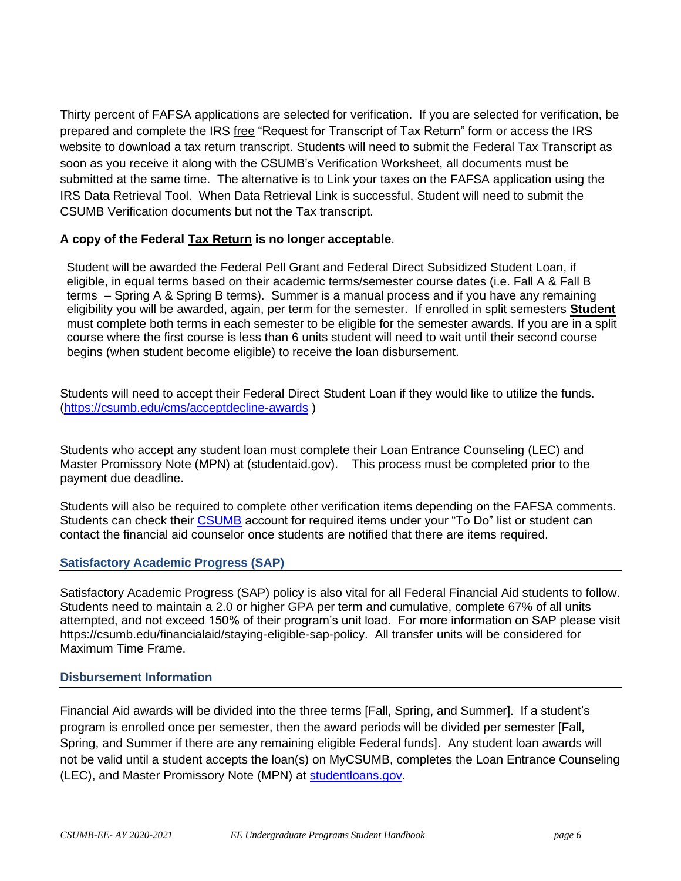Thirty percent of FAFSA applications are selected for verification. If you are selected for verification, be prepared and complete the IRS free "Request for Transcript of Tax Return" form or access the IRS website to download a tax return transcript. Students will need to submit the Federal Tax Transcript as soon as you receive it along with the CSUMB's Verification Worksheet, all documents must be submitted at the same time. The alternative is to Link your taxes on the FAFSA application using the IRS Data Retrieval Tool. When Data Retrieval Link is successful, Student will need to submit the CSUMB Verification documents but not the Tax transcript.

**A copy of the Federal Tax Return is no longer acceptable**.

Student will be awarded the Federal Pell Grant and Federal Direct Subsidized Student Loan, if eligible, in equal terms based on their academic terms/semester course dates (i.e. Fall A & Fall B terms – Spring A & Spring B terms). Summer is a manual process and if you have any remaining eligibility you will be awarded, again, per term for the semester. If enrolled in split semesters **Student** must complete both terms in each semester to be eligible for the semester awards. If you are in a split course where the first course is less than 6 units student will need to wait until their second course begins (when student become eligible) to receive the loan disbursement.

Students will need to accept their Federal Direct Student Loan if they would like to utilize the funds. (https://csumb.edu/cms/acceptdecline-awards )

Students who accept any student loan must complete their Loan Entrance Counseling (LEC) and Master Promissory Note (MPN) at (studentaid.gov). This process must be completed prior to the payment due deadline.

Students will also be required to complete other verification items depending on the FAFSA comments. Students can check their CSUMB account for required items under your "To Do" list or student can contact the financial aid counselor once students are notified that there are items required.

## Satisfactory Academic Progress (SAP)

Satisfactory Academic Progress (SAP) policy is also vital for all Federal Financial Aid students to follow. Students need to maintain a 2.0 or higher GPA per term and cumulative, complete 67% of all units attempted, and not exceed 150% of their program's unit load. For more information on SAP please visit https://csumb.edu/financialaid/staying-eligible-sap-policy. All transfer units will be considered for Maximum Time Frame.

## Disbursement Information

Financial Aid awards will be divided into the three terms [Fall, Spring, and Summer]. If a student's program is enrolled once per semester, then the award periods will be divided per semester [Fall, Spring, and Summer if there are any remaining eligible Federal funds]. Any student loan awards will not be valid until a student accepts the loan(s) on MyCSUMB, completes the Loan Entrance Counseling (LEC), and Master Promissory Note (MPN) at studentloans.gov.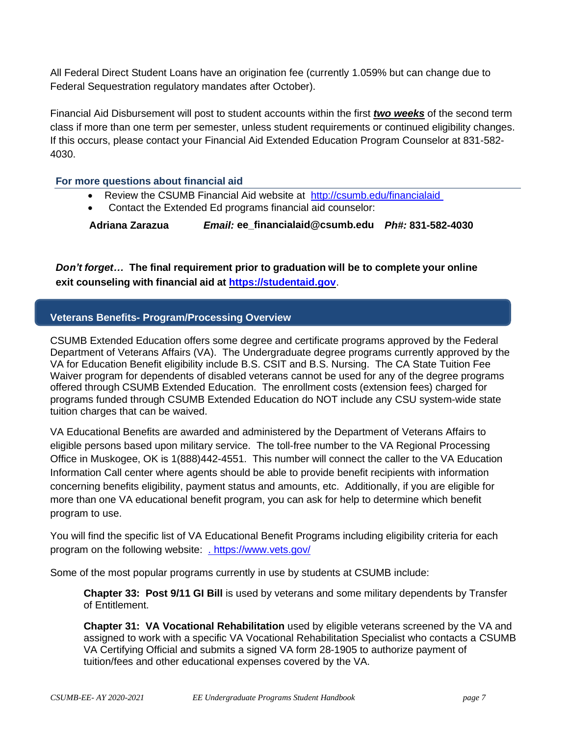All Federal Direct Student Loans have an origination fee (currently 1.059% but can change due to Federal Sequestration regulatory mandates after October).

Financial Aid Disbursement will post to student accounts within the first ***two weeks*** of the second term class if more than one term per semester, unless student requirements or continued eligibility changes. If this occurs, please contact your Financial Aid Extended Education Program Counselor at 831-582-4030.

### For more questions about financial aid

- Review the CSUMB Financial Aid website at [http://csumb.edu/financialaid](http://csumb.edu/financialaid)
- Contact the Extended Ed programs financial aid counselor:

**Adriana Zarazua** ***Email:*** **ee_financialaid@csumb.edu** ***Ph#:*** **831-582-4030**

***Don't forget…*** **The final requirement prior to graduation will be to complete your online exit counseling with financial aid at [https://studentaid.gov](https://studentaid.gov)**.

## Veterans Benefits- Program/Processing Overview

CSUMB Extended Education offers some degree and certificate programs approved by the Federal Department of Veterans Affairs (VA). The Undergraduate degree programs currently approved by the VA for Education Benefit eligibility include B.S. CSIT and B.S. Nursing. The CA State Tuition Fee Waiver program for dependents of disabled veterans cannot be used for any of the degree programs offered through CSUMB Extended Education. The enrollment costs (extension fees) charged for programs funded through CSUMB Extended Education do NOT include any CSU system-wide state tuition charges that can be waived.

VA Educational Benefits are awarded and administered by the Department of Veterans Affairs to eligible persons based upon military service. The toll-free number to the VA Regional Processing Office in Muskogee, OK is 1(888)442-4551. This number will connect the caller to the VA Education Information Call center where agents should be able to provide benefit recipients with information concerning benefits eligibility, payment status and amounts, etc. Additionally, if you are eligible for more than one VA educational benefit program, you can ask for help to determine which benefit program to use.

You will find the specific list of VA Educational Benefit Programs including eligibility criteria for each program on the following website: [. https://www.vets.gov/](https://www.vets.gov/)

Some of the most popular programs currently in use by students at CSUMB include:

> **Chapter 33: Post 9/11 GI Bill** is used by veterans and some military dependents by Transfer of Entitlement.
>
> **Chapter 31: VA Vocational Rehabilitation** used by eligible veterans screened by the VA and assigned to work with a specific VA Vocational Rehabilitation Specialist who contacts a CSUMB VA Certifying Official and submits a signed VA form 28-1905 to authorize payment of tuition/fees and other educational expenses covered by the VA.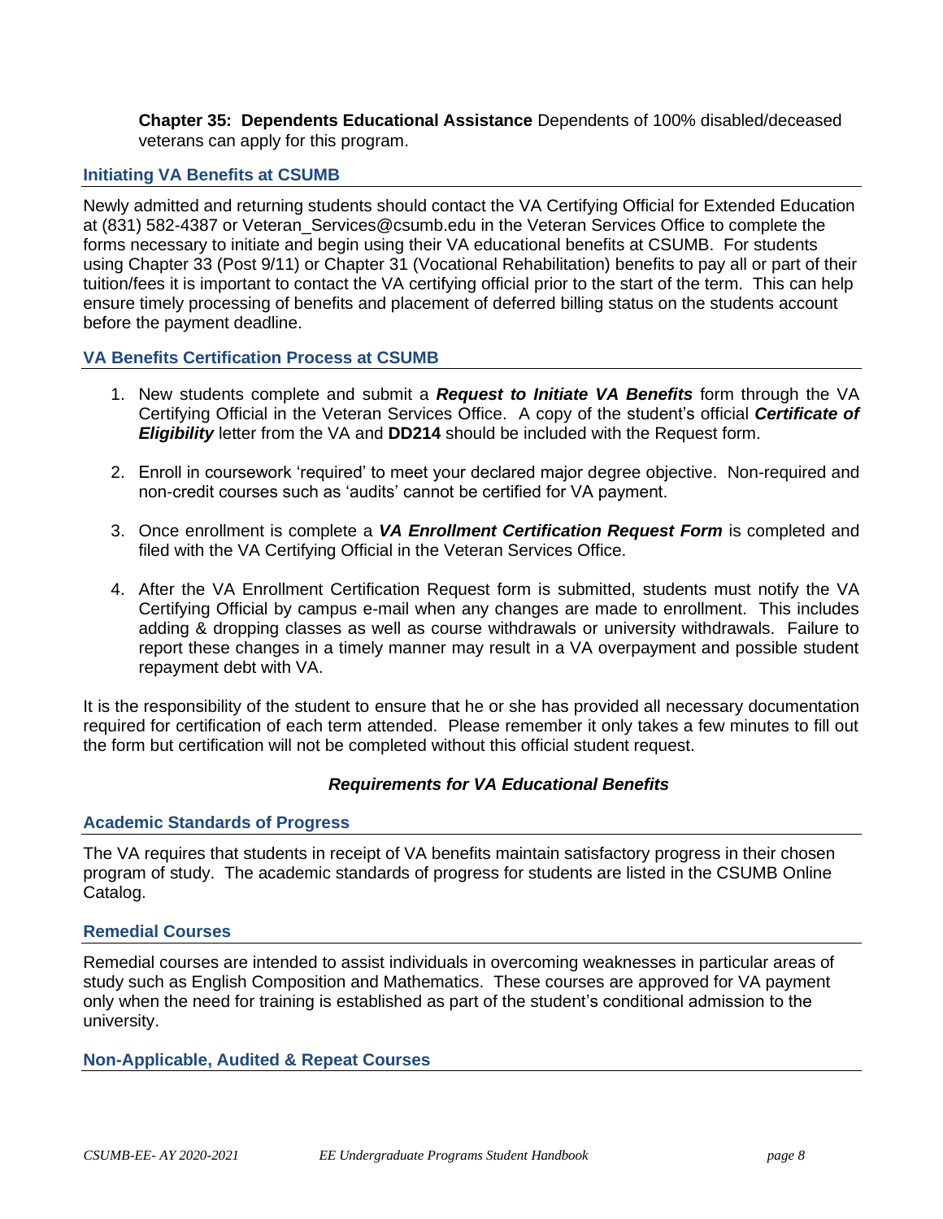**Chapter 35: Dependents Educational Assistance** Dependents of 100% disabled/deceased veterans can apply for this program.

## Initiating VA Benefits at CSUMB

Newly admitted and returning students should contact the VA Certifying Official for Extended Education at (831) 582-4387 or Veteran_Services@csumb.edu in the Veteran Services Office to complete the forms necessary to initiate and begin using their VA educational benefits at CSUMB. For students using Chapter 33 (Post 9/11) or Chapter 31 (Vocational Rehabilitation) benefits to pay all or part of their tuition/fees it is important to contact the VA certifying official prior to the start of the term. This can help ensure timely processing of benefits and placement of deferred billing status on the students account before the payment deadline.

## VA Benefits Certification Process at CSUMB

1. New students complete and submit a ***Request to Initiate VA Benefits*** form through the VA Certifying Official in the Veteran Services Office. A copy of the student's official ***Certificate of Eligibility*** letter from the VA and **DD214** should be included with the Request form.

2. Enroll in coursework 'required' to meet your declared major degree objective. Non-required and non-credit courses such as 'audits' cannot be certified for VA payment.

3. Once enrollment is complete a ***VA Enrollment Certification Request Form*** is completed and filed with the VA Certifying Official in the Veteran Services Office.

4. After the VA Enrollment Certification Request form is submitted, students must notify the VA Certifying Official by campus e-mail when any changes are made to enrollment. This includes adding & dropping classes as well as course withdrawals or university withdrawals. Failure to report these changes in a timely manner may result in a VA overpayment and possible student repayment debt with VA.

It is the responsibility of the student to ensure that he or she has provided all necessary documentation required for certification of each term attended. Please remember it only takes a few minutes to fill out the form but certification will not be completed without this official student request.

***Requirements for VA Educational Benefits***

## Academic Standards of Progress

The VA requires that students in receipt of VA benefits maintain satisfactory progress in their chosen program of study. The academic standards of progress for students are listed in the CSUMB Online Catalog.

## Remedial Courses

Remedial courses are intended to assist individuals in overcoming weaknesses in particular areas of study such as English Composition and Mathematics. These courses are approved for VA payment only when the need for training is established as part of the student's conditional admission to the university.

## Non-Applicable, Audited & Repeat Courses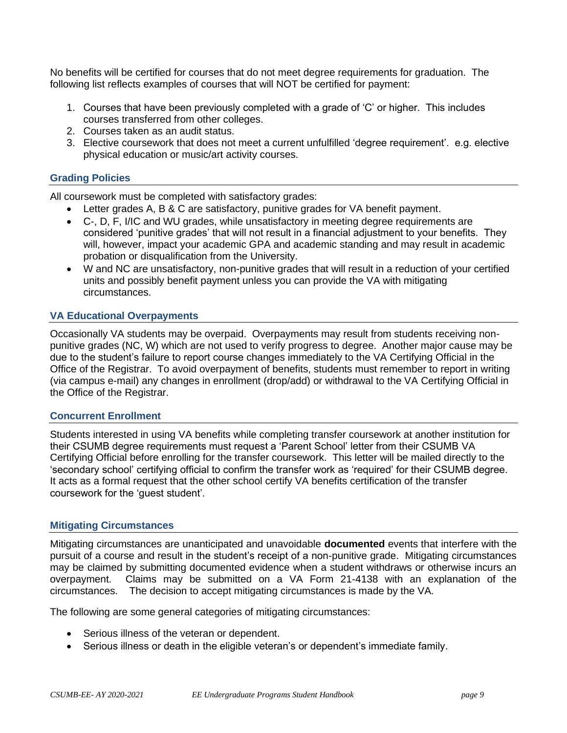No benefits will be certified for courses that do not meet degree requirements for graduation. The following list reflects examples of courses that will NOT be certified for payment:

1. Courses that have been previously completed with a grade of 'C' or higher. This includes courses transferred from other colleges.
2. Courses taken as an audit status.
3. Elective coursework that does not meet a current unfulfilled 'degree requirement'. e.g. elective physical education or music/art activity courses.

### Grading Policies

All coursework must be completed with satisfactory grades:

- Letter grades A, B & C are satisfactory, punitive grades for VA benefit payment.
- C-, D, F, I/IC and WU grades, while unsatisfactory in meeting degree requirements are considered 'punitive grades' that will not result in a financial adjustment to your benefits. They will, however, impact your academic GPA and academic standing and may result in academic probation or disqualification from the University.
- W and NC are unsatisfactory, non-punitive grades that will result in a reduction of your certified units and possibly benefit payment unless you can provide the VA with mitigating circumstances.

### VA Educational Overpayments

Occasionally VA students may be overpaid. Overpayments may result from students receiving non-punitive grades (NC, W) which are not used to verify progress to degree. Another major cause may be due to the student's failure to report course changes immediately to the VA Certifying Official in the Office of the Registrar. To avoid overpayment of benefits, students must remember to report in writing (via campus e-mail) any changes in enrollment (drop/add) or withdrawal to the VA Certifying Official in the Office of the Registrar.

### Concurrent Enrollment

Students interested in using VA benefits while completing transfer coursework at another institution for their CSUMB degree requirements must request a 'Parent School' letter from their CSUMB VA Certifying Official before enrolling for the transfer coursework. This letter will be mailed directly to the 'secondary school' certifying official to confirm the transfer work as 'required' for their CSUMB degree. It acts as a formal request that the other school certify VA benefits certification of the transfer coursework for the 'guest student'.

### Mitigating Circumstances

Mitigating circumstances are unanticipated and unavoidable **documented** events that interfere with the pursuit of a course and result in the student's receipt of a non-punitive grade. Mitigating circumstances may be claimed by submitting documented evidence when a student withdraws or otherwise incurs an overpayment. Claims may be submitted on a VA Form 21-4138 with an explanation of the circumstances. The decision to accept mitigating circumstances is made by the VA.

The following are some general categories of mitigating circumstances:

- Serious illness of the veteran or dependent.
- Serious illness or death in the eligible veteran's or dependent's immediate family.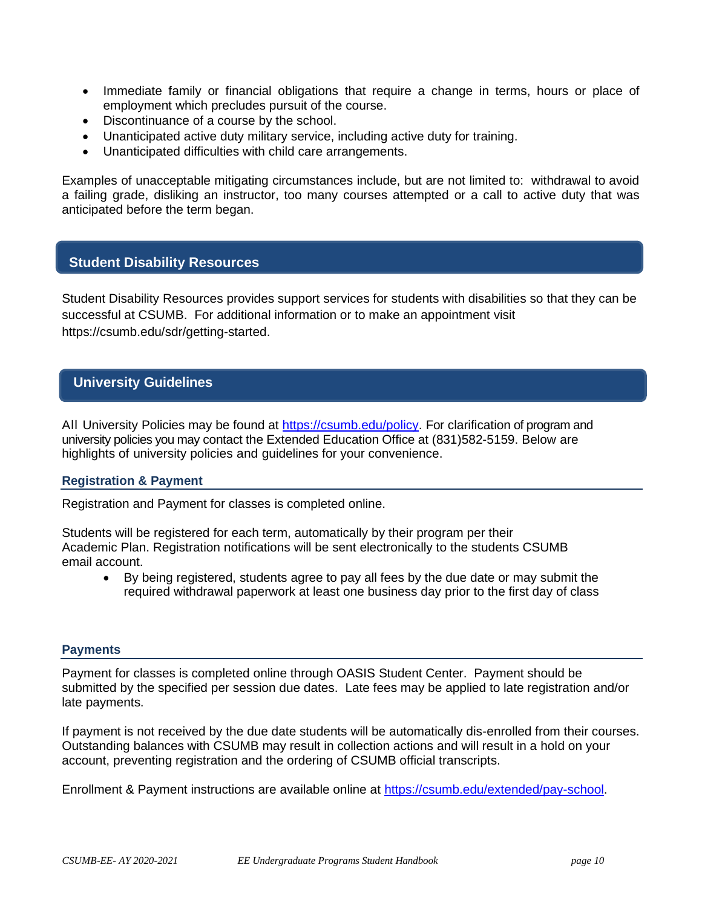- Immediate family or financial obligations that require a change in terms, hours or place of employment which precludes pursuit of the course.
- Discontinuance of a course by the school.
- Unanticipated active duty military service, including active duty for training.
- Unanticipated difficulties with child care arrangements.

Examples of unacceptable mitigating circumstances include, but are not limited to: withdrawal to avoid a failing grade, disliking an instructor, too many courses attempted or a call to active duty that was anticipated before the term began.

## Student Disability Resources

Student Disability Resources provides support services for students with disabilities so that they can be successful at CSUMB. For additional information or to make an appointment visit https://csumb.edu/sdr/getting-started.

## University Guidelines

All University Policies may be found at [https://csumb.edu/policy](https://csumb.edu/policy). For clarification of program and university policies you may contact the Extended Education Office at (831)582-5159. Below are highlights of university policies and guidelines for your convenience.

### Registration & Payment

Registration and Payment for classes is completed online.

Students will be registered for each term, automatically by their program per their Academic Plan. Registration notifications will be sent electronically to the students CSUMB email account.

- By being registered, students agree to pay all fees by the due date or may submit the required withdrawal paperwork at least one business day prior to the first day of class

### Payments

Payment for classes is completed online through OASIS Student Center. Payment should be submitted by the specified per session due dates. Late fees may be applied to late registration and/or late payments.

If payment is not received by the due date students will be automatically dis-enrolled from their courses. Outstanding balances with CSUMB may result in collection actions and will result in a hold on your account, preventing registration and the ordering of CSUMB official transcripts.

Enrollment & Payment instructions are available online at [https://csumb.edu/extended/pay-school](https://csumb.edu/extended/pay-school).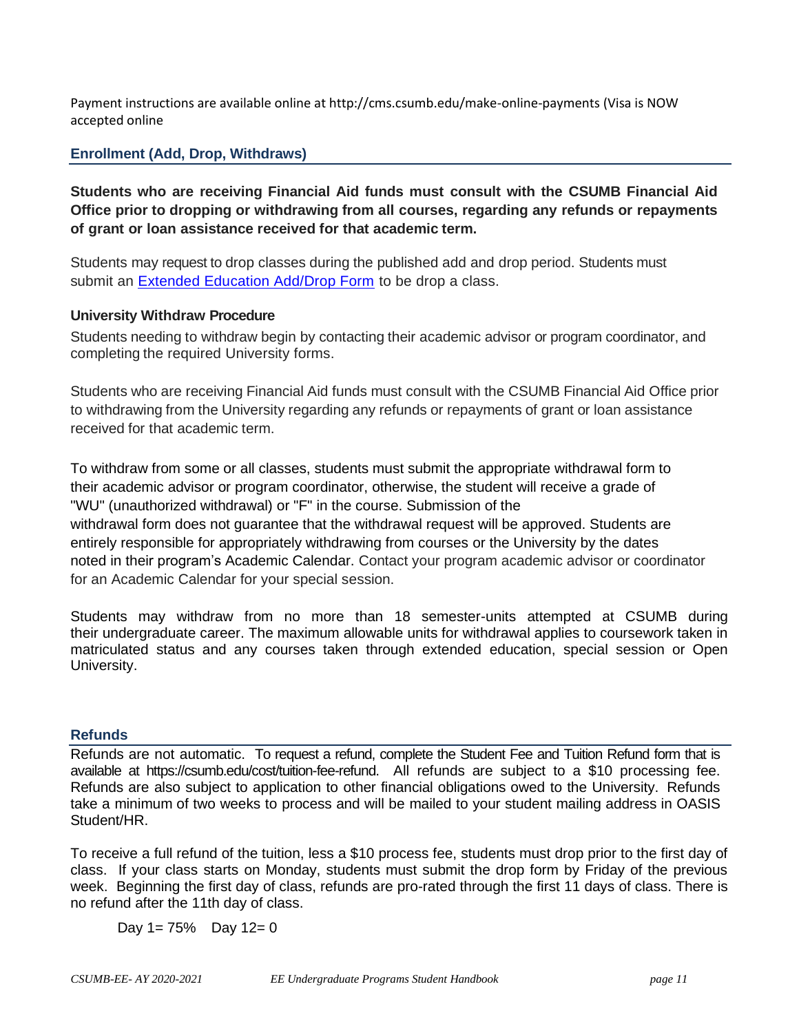Payment instructions are available online at http://cms.csumb.edu/make-online-payments (Visa is NOW accepted online

## Enrollment (Add, Drop, Withdraws)

**Students who are receiving Financial Aid funds must consult with the CSUMB Financial Aid Office prior to dropping or withdrawing from all courses, regarding any refunds or repayments of grant or loan assistance received for that academic term.**

Students may request to drop classes during the published add and drop period. Students must submit an [Extended Education Add/Drop Form]() to be drop a class.

### University Withdraw Procedure

Students needing to withdraw begin by contacting their academic advisor or program coordinator, and completing the required University forms.

Students who are receiving Financial Aid funds must consult with the CSUMB Financial Aid Office prior to withdrawing from the University regarding any refunds or repayments of grant or loan assistance received for that academic term.

To withdraw from some or all classes, students must submit the appropriate withdrawal form to their academic advisor or program coordinator, otherwise, the student will receive a grade of "WU" (unauthorized withdrawal) or "F" in the course. Submission of the withdrawal form does not guarantee that the withdrawal request will be approved. Students are entirely responsible for appropriately withdrawing from courses or the University by the dates noted in their program's Academic Calendar. Contact your program academic advisor or coordinator for an Academic Calendar for your special session.

Students may withdraw from no more than 18 semester-units attempted at CSUMB during their undergraduate career. The maximum allowable units for withdrawal applies to coursework taken in matriculated status and any courses taken through extended education, special session or Open University.

## Refunds

Refunds are not automatic. To request a refund, complete the Student Fee and Tuition Refund form that is available at https://csumb.edu/cost/tuition-fee-refund. All refunds are subject to a $10 processing fee. Refunds are also subject to application to other financial obligations owed to the University. Refunds take a minimum of two weeks to process and will be mailed to your student mailing address in OASIS Student/HR.

To receive a full refund of the tuition, less a $10 process fee, students must drop prior to the first day of class. If your class starts on Monday, students must submit the drop form by Friday of the previous week. Beginning the first day of class, refunds are pro-rated through the first 11 days of class. There is no refund after the 11th day of class.

Day 1= 75%    Day 12= 0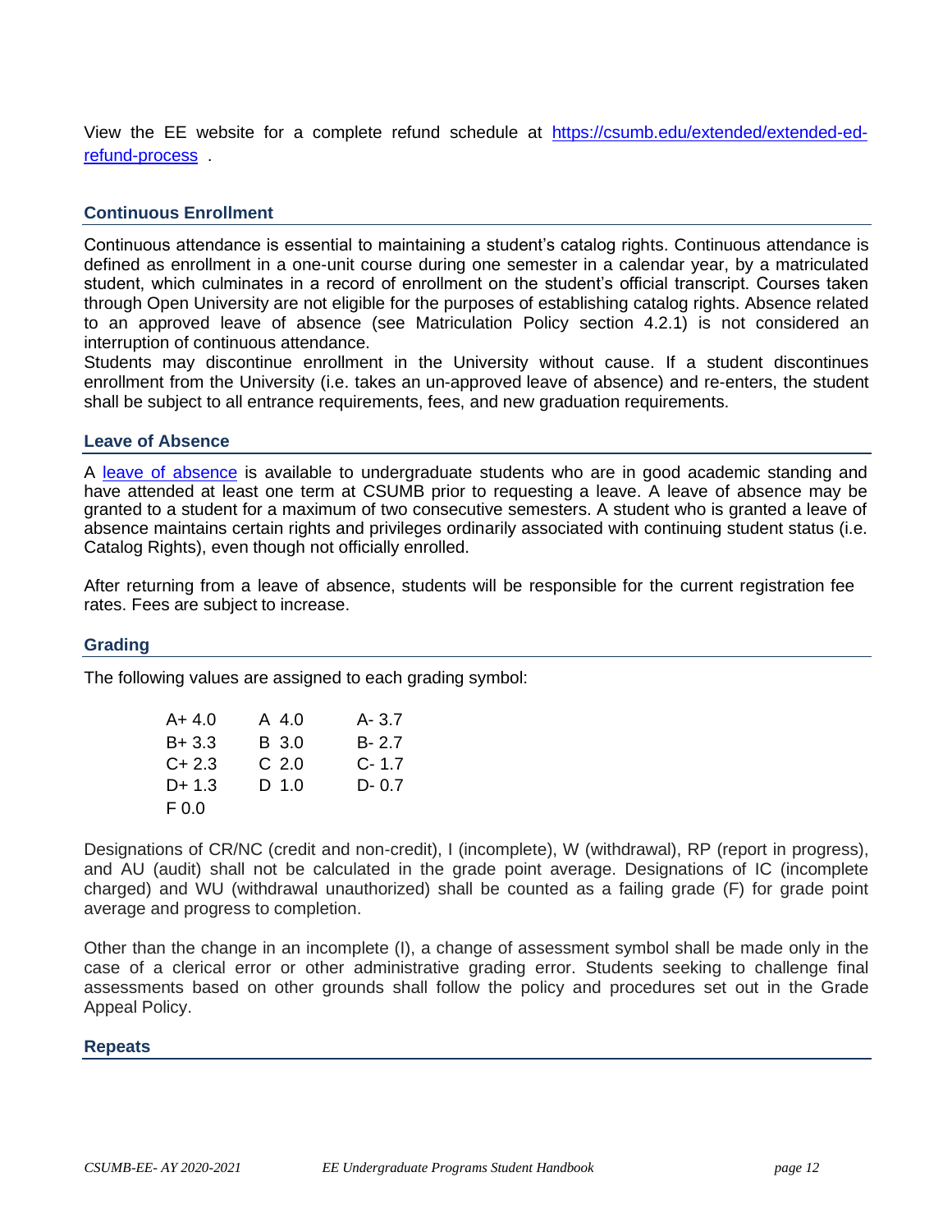View the EE website for a complete refund schedule at [https://csumb.edu/extended/extended-ed-refund-process](https://csumb.edu/extended/extended-ed-refund-process) .

### Continuous Enrollment

Continuous attendance is essential to maintaining a student's catalog rights. Continuous attendance is defined as enrollment in a one-unit course during one semester in a calendar year, by a matriculated student, which culminates in a record of enrollment on the student's official transcript. Courses taken through Open University are not eligible for the purposes of establishing catalog rights. Absence related to an approved leave of absence (see Matriculation Policy section 4.2.1) is not considered an interruption of continuous attendance.

Students may discontinue enrollment in the University without cause. If a student discontinues enrollment from the University (i.e. takes an un-approved leave of absence) and re-enters, the student shall be subject to all entrance requirements, fees, and new graduation requirements.

### Leave of Absence

A leave of absence is available to undergraduate students who are in good academic standing and have attended at least one term at CSUMB prior to requesting a leave. A leave of absence may be granted to a student for a maximum of two consecutive semesters. A student who is granted a leave of absence maintains certain rights and privileges ordinarily associated with continuing student status (i.e. Catalog Rights), even though not officially enrolled.

After returning from a leave of absence, students will be responsible for the current registration fee rates. Fees are subject to increase.

### Grading

The following values are assigned to each grading symbol:

| | | |
|---|---|---|
| A+ 4.0 | A 4.0 | A- 3.7 |
| B+ 3.3 | B 3.0 | B- 2.7 |
| C+ 2.3 | C 2.0 | C- 1.7 |
| D+ 1.3 | D 1.0 | D- 0.7 |
| F 0.0 | | |

Designations of CR/NC (credit and non-credit), I (incomplete), W (withdrawal), RP (report in progress), and AU (audit) shall not be calculated in the grade point average. Designations of IC (incomplete charged) and WU (withdrawal unauthorized) shall be counted as a failing grade (F) for grade point average and progress to completion.

Other than the change in an incomplete (I), a change of assessment symbol shall be made only in the case of a clerical error or other administrative grading error. Students seeking to challenge final assessments based on other grounds shall follow the policy and procedures set out in the Grade Appeal Policy.

### Repeats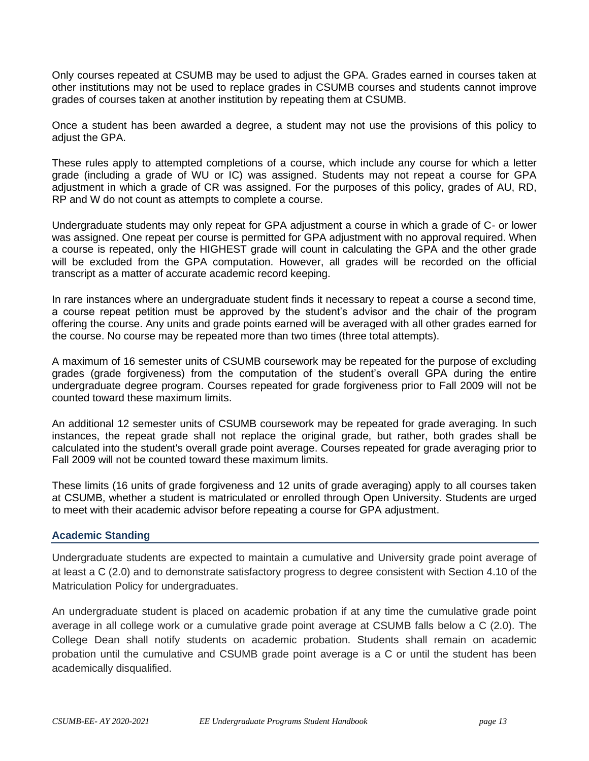Only courses repeated at CSUMB may be used to adjust the GPA. Grades earned in courses taken at other institutions may not be used to replace grades in CSUMB courses and students cannot improve grades of courses taken at another institution by repeating them at CSUMB.

Once a student has been awarded a degree, a student may not use the provisions of this policy to adjust the GPA.

These rules apply to attempted completions of a course, which include any course for which a letter grade (including a grade of WU or IC) was assigned. Students may not repeat a course for GPA adjustment in which a grade of CR was assigned. For the purposes of this policy, grades of AU, RD, RP and W do not count as attempts to complete a course.

Undergraduate students may only repeat for GPA adjustment a course in which a grade of C- or lower was assigned. One repeat per course is permitted for GPA adjustment with no approval required. When a course is repeated, only the HIGHEST grade will count in calculating the GPA and the other grade will be excluded from the GPA computation. However, all grades will be recorded on the official transcript as a matter of accurate academic record keeping.

In rare instances where an undergraduate student finds it necessary to repeat a course a second time, a course repeat petition must be approved by the student's advisor and the chair of the program offering the course. Any units and grade points earned will be averaged with all other grades earned for the course. No course may be repeated more than two times (three total attempts).

A maximum of 16 semester units of CSUMB coursework may be repeated for the purpose of excluding grades (grade forgiveness) from the computation of the student's overall GPA during the entire undergraduate degree program. Courses repeated for grade forgiveness prior to Fall 2009 will not be counted toward these maximum limits.

An additional 12 semester units of CSUMB coursework may be repeated for grade averaging. In such instances, the repeat grade shall not replace the original grade, but rather, both grades shall be calculated into the student's overall grade point average. Courses repeated for grade averaging prior to Fall 2009 will not be counted toward these maximum limits.

These limits (16 units of grade forgiveness and 12 units of grade averaging) apply to all courses taken at CSUMB, whether a student is matriculated or enrolled through Open University. Students are urged to meet with their academic advisor before repeating a course for GPA adjustment.

### Academic Standing

Undergraduate students are expected to maintain a cumulative and University grade point average of at least a C (2.0) and to demonstrate satisfactory progress to degree consistent with Section 4.10 of the Matriculation Policy for undergraduates.

An undergraduate student is placed on academic probation if at any time the cumulative grade point average in all college work or a cumulative grade point average at CSUMB falls below a C (2.0). The College Dean shall notify students on academic probation. Students shall remain on academic probation until the cumulative and CSUMB grade point average is a C or until the student has been academically disqualified.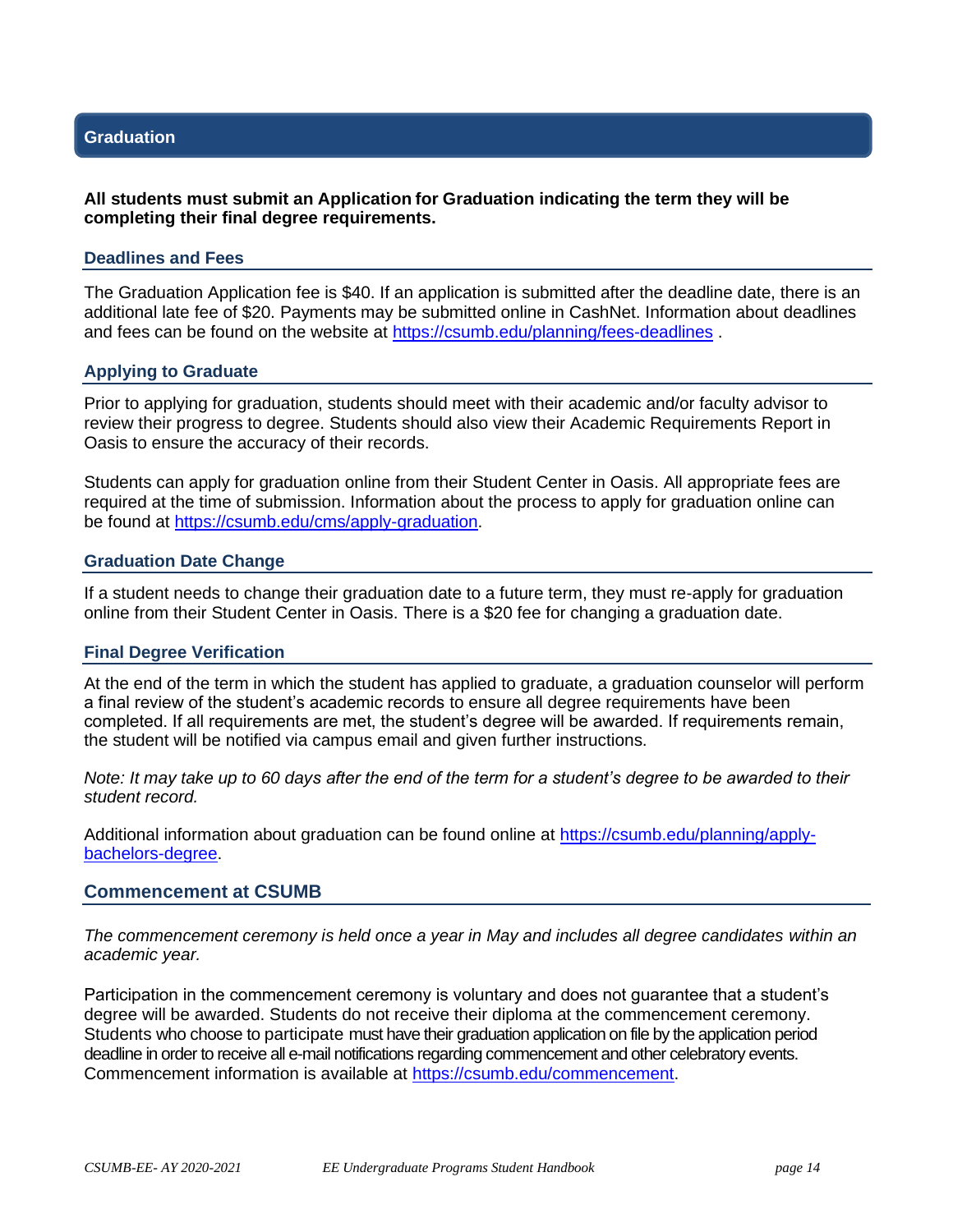## Graduation

**All students must submit an Application for Graduation indicating the term they will be completing their final degree requirements.**

### Deadlines and Fees

The Graduation Application fee is $40. If an application is submitted after the deadline date, there is an additional late fee of $20. Payments may be submitted online in CashNet. Information about deadlines and fees can be found on the website at https://csumb.edu/planning/fees-deadlines .

### Applying to Graduate

Prior to applying for graduation, students should meet with their academic and/or faculty advisor to review their progress to degree. Students should also view their Academic Requirements Report in Oasis to ensure the accuracy of their records.

Students can apply for graduation online from their Student Center in Oasis. All appropriate fees are required at the time of submission. Information about the process to apply for graduation online can be found at https://csumb.edu/cms/apply-graduation.

### Graduation Date Change

If a student needs to change their graduation date to a future term, they must re-apply for graduation online from their Student Center in Oasis. There is a $20 fee for changing a graduation date.

### Final Degree Verification

At the end of the term in which the student has applied to graduate, a graduation counselor will perform a final review of the student's academic records to ensure all degree requirements have been completed. If all requirements are met, the student's degree will be awarded. If requirements remain, the student will be notified via campus email and given further instructions.

*Note: It may take up to 60 days after the end of the term for a student's degree to be awarded to their student record.*

Additional information about graduation can be found online at https://csumb.edu/planning/apply-bachelors-degree.

## Commencement at CSUMB

*The commencement ceremony is held once a year in May and includes all degree candidates within an academic year.*

Participation in the commencement ceremony is voluntary and does not guarantee that a student's degree will be awarded. Students do not receive their diploma at the commencement ceremony. Students who choose to participate must have their graduation application on file by the application period deadline in order to receive all e-mail notifications regarding commencement and other celebratory events. Commencement information is available at https://csumb.edu/commencement.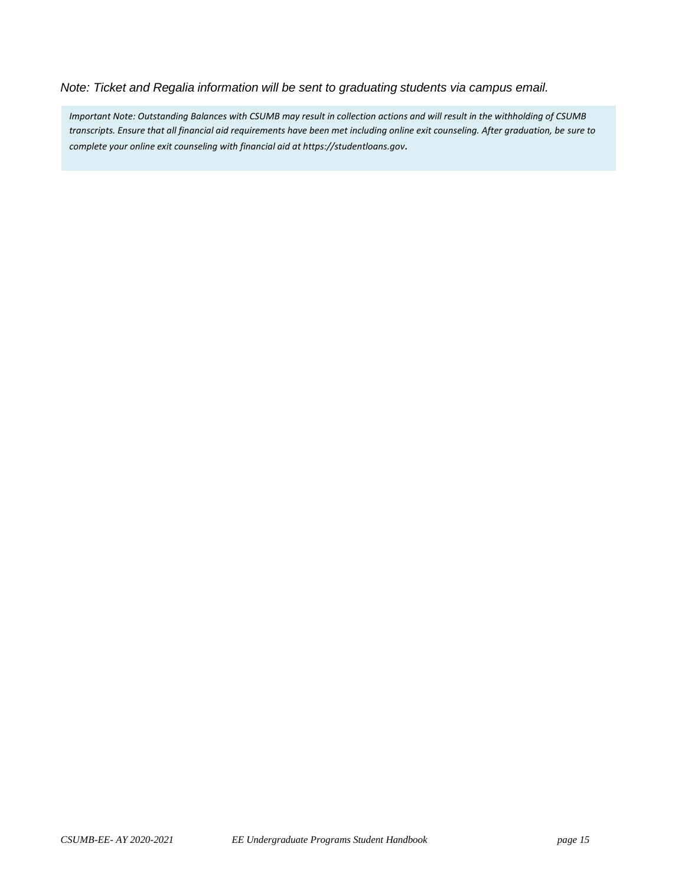*Note: Ticket and Regalia information will be sent to graduating students via campus email.*

> *Important Note: Outstanding Balances with CSUMB may result in collection actions and will result in the withholding of CSUMB transcripts. Ensure that all financial aid requirements have been met including online exit counseling. After graduation, be sure to complete your online exit counseling with financial aid at https://studentloans.gov.*